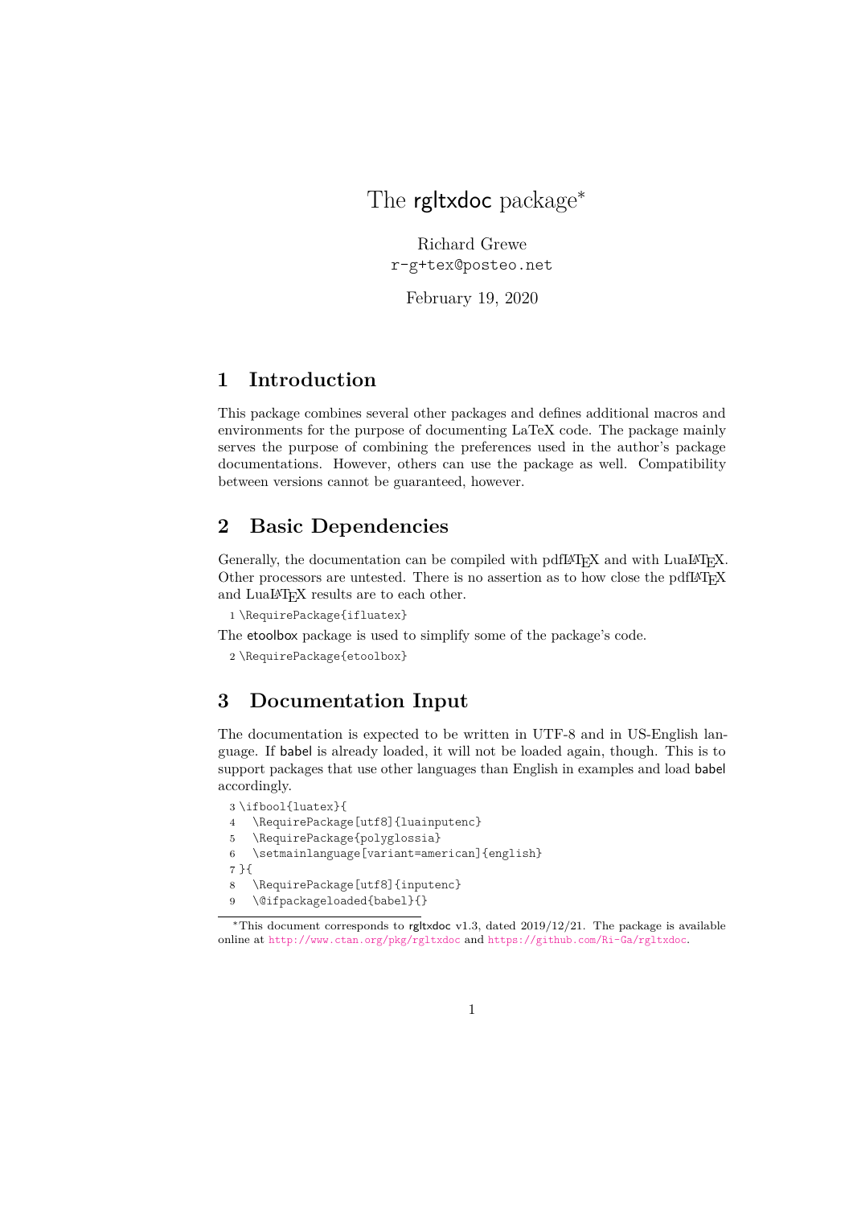# The rgltxdoc package*

Richard Grewe
r-g+tex@posteo.net

February 19, 2020

## 1 Introduction

This package combines several other packages and defines additional macros and environments for the purpose of documenting LaTeX code. The package mainly serves the purpose of combining the preferences used in the author's package documentations. However, others can use the package as well. Compatibility between versions cannot be guaranteed, however.

## 2 Basic Dependencies

Generally, the documentation can be compiled with pdfLaTeX and with LuaLaTeX. Other processors are untested. There is no assertion as to how close the pdfLaTeX and LuaLaTeX results are to each other.

```
1 \RequirePackage{ifluatex}
```

The etoolbox package is used to simplify some of the package's code.

```
2 \RequirePackage{etoolbox}
```

## 3 Documentation Input

The documentation is expected to be written in UTF-8 and in US-English language. If babel is already loaded, it will not be loaded again, though. This is to support packages that use other languages than English in examples and load babel accordingly.

```
3 \ifbool{luatex}{
4   \RequirePackage[utf8]{luainputenc}
5   \RequirePackage{polyglossia}
6   \setmainlanguage[variant=american]{english}
7 }{
8   \RequirePackage[utf8]{inputenc}
9   \@ifpackageloaded{babel}{}
```

*This document corresponds to rgltxdoc v1.3, dated 2019/12/21. The package is available online at http://www.ctan.org/pkg/rgltxdoc and https://github.com/Ri-Ga/rgltxdoc.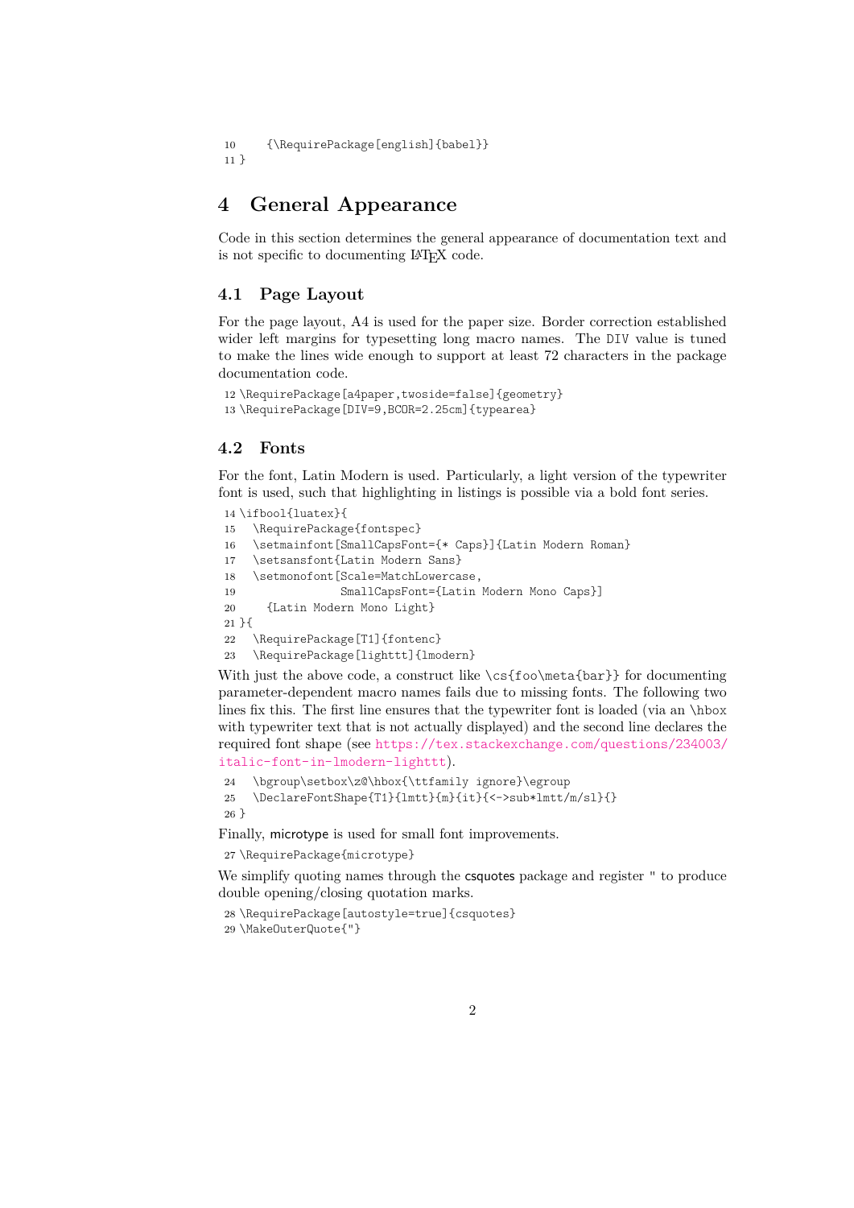```
10     {\RequirePackage[english]{babel}}
11 }
```

# 4 General Appearance

Code in this section determines the general appearance of documentation text and is not specific to documenting LaTeX code.

## 4.1 Page Layout

For the page layout, A4 is used for the paper size. Border correction established wider left margins for typesetting long macro names. The `DIV` value is tuned to make the lines wide enough to support at least 72 characters in the package documentation code.

```
12 \RequirePackage[a4paper,twoside=false]{geometry}
13 \RequirePackage[DIV=9,BCOR=2.25cm]{typearea}
```

## 4.2 Fonts

For the font, Latin Modern is used. Particularly, a light version of the typewriter font is used, such that highlighting in listings is possible via a bold font series.

```
14 \ifbool{luatex}{
15   \RequirePackage{fontspec}
16   \setmainfont[SmallCapsFont={* Caps}]{Latin Modern Roman}
17   \setsansfont{Latin Modern Sans}
18   \setmonofont[Scale=MatchLowercase,
19                SmallCapsFont={Latin Modern Mono Caps}]
20     {Latin Modern Mono Light}
21 }{
22   \RequirePackage[T1]{fontenc}
23   \RequirePackage[lighttt]{lmodern}
```

With just the above code, a construct like `\cs{foo\meta{bar}}` for documenting parameter-dependent macro names fails due to missing fonts. The following two lines fix this. The first line ensures that the typewriter font is loaded (via an `\hbox` with typewriter text that is not actually displayed) and the second line declares the required font shape (see https://tex.stackexchange.com/questions/234003/italic-font-in-lmodern-lighttt).

```
24   \bgroup\setbox\z@\hbox{\ttfamily ignore}\egroup
25   \DeclareFontShape{T1}{lmtt}{m}{it}{<->sub*lmtt/m/sl}{}
26 }
```

Finally, microtype is used for small font improvements.

```
27 \RequirePackage{microtype}
```

We simplify quoting names through the csquotes package and register `"` to produce double opening/closing quotation marks.

```
28 \RequirePackage[autostyle=true]{csquotes}
29 \MakeOuterQuote{"}
```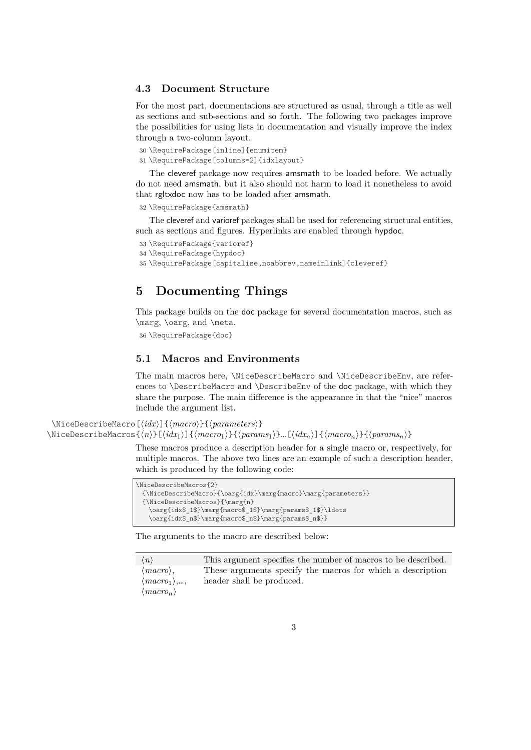### 4.3 Document Structure

For the most part, documentations are structured as usual, through a title as well as sections and sub-sections and so forth. The following two packages improve the possibilities for using lists in documentation and visually improve the index through a two-column layout.

```
30 \RequirePackage[inline]{enumitem}
31 \RequirePackage[columns=2]{idxlayout}
```

The cleveref package now requires amsmath to be loaded before. We actually do not need amsmath, but it also should not harm to load it nonetheless to avoid that rgltxdoc now has to be loaded after amsmath.

```
32 \RequirePackage{amsmath}
```

The cleveref and varioref packages shall be used for referencing structural entities, such as sections and figures. Hyperlinks are enabled through hypdoc.

```
33 \RequirePackage{varioref}
34 \RequirePackage{hypdoc}
35 \RequirePackage[capitalise,noabbrev,nameinlink]{cleveref}
```

## 5 Documenting Things

This package builds on the doc package for several documentation macros, such as \marg, \oarg, and \meta.

```
36 \RequirePackage{doc}
```

### 5.1 Macros and Environments

The main macros here, \NiceDescribeMacro and \NiceDescribeEnv, are references to \DescribeMacro and \DescribeEnv of the doc package, with which they share the purpose. The main difference is the appearance in that the "nice" macros include the argument list.

\NiceDescribeMacro[⟨*idx*⟩]{⟨*macro*⟩}{⟨*parameters*⟩}
\NiceDescribeMacros{⟨*n*⟩}[⟨$idx_1$⟩]{⟨$macro_1$⟩}{⟨$params_1$⟩}…[⟨$idx_n$⟩]{⟨$macro_n$⟩}{⟨$params_n$⟩}

These macros produce a description header for a single macro or, respectively, for multiple macros. The above two lines are an example of such a description header, which is produced by the following code:

```
\NiceDescribeMacros{2}
  {\NiceDescribeMacro}{\oarg{idx}\marg{macro}\marg{parameters}}
  {\NiceDescribeMacros}{\marg{n}
    \oarg{idx$_1$}\marg{macro$_1$}\marg{params$_1$}\ldots
    \oarg{idx$_n$}\marg{macro$_n$}\marg{params$_n$}}
```

The arguments to the macro are described below:

| | |
|---|---|
| ⟨*n*⟩ | This argument specifies the number of macros to be described. |
| ⟨*macro*⟩, ⟨$macro_1$⟩,…, ⟨$macro_n$⟩ | These arguments specify the macros for which a description header shall be produced. |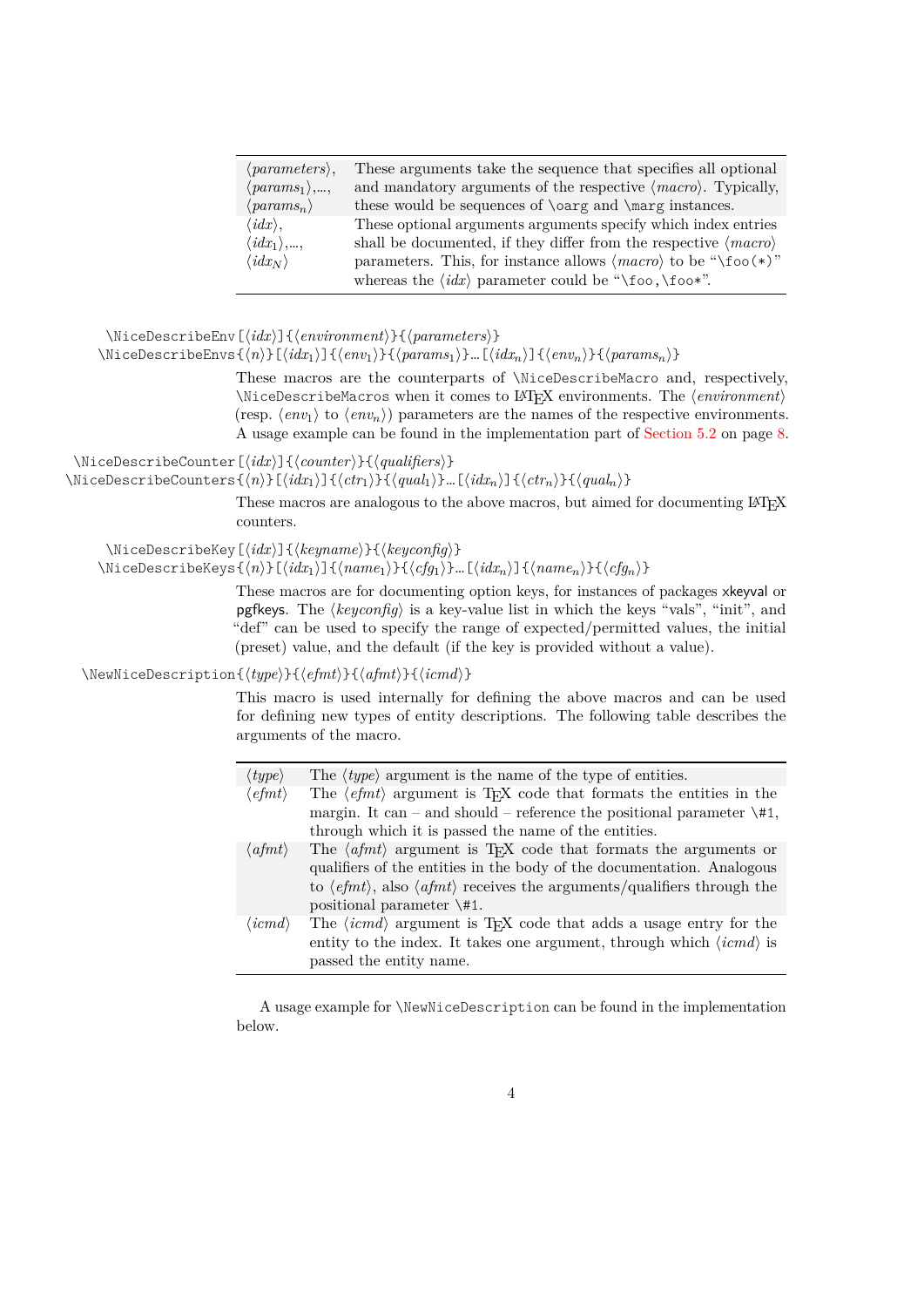| | |
|---|---|
| ⟨*parameters*⟩, ⟨*params*$_1$⟩,…, ⟨*params*$_n$⟩ | These arguments take the sequence that specifies all optional and mandatory arguments of the respective ⟨*macro*⟩. Typically, these would be sequences of `\oarg` and `\marg` instances. |
| ⟨*idx*⟩, ⟨*idx*$_1$⟩,…, ⟨*idx*$_N$⟩ | These optional arguments arguments specify which index entries shall be documented, if they differ from the respective ⟨*macro*⟩ parameters. This, for instance allows ⟨*macro*⟩ to be "`\foo(*)`" whereas the ⟨*idx*⟩ parameter could be "`\foo,\foo*`". |

`\NiceDescribeEnv`[⟨*idx*⟩]{⟨*environment*⟩}{⟨*parameters*⟩}
`\NiceDescribeEnvs`{⟨*n*⟩}[⟨*idx*$_1$⟩]{⟨*env*$_1$⟩}{⟨*params*$_1$⟩}…[⟨*idx*$_n$⟩]{⟨*env*$_n$⟩}{⟨*params*$_n$⟩}

These macros are the counterparts of `\NiceDescribeMacro` and, respectively, `\NiceDescribeMacros` when it comes to LaTeX environments. The ⟨*environment*⟩ (resp. ⟨*env*$_1$⟩ to ⟨*env*$_n$⟩) parameters are the names of the respective environments. A usage example can be found in the implementation part of Section 5.2 on page 8.

`\NiceDescribeCounter`[⟨*idx*⟩]{⟨*counter*⟩}{⟨*qualifiers*⟩}
`\NiceDescribeCounters`{⟨*n*⟩}[⟨*idx*$_1$⟩]{⟨*ctr*$_1$⟩}{⟨*qual*$_1$⟩}…[⟨*idx*$_n$⟩]{⟨*ctr*$_n$⟩}{⟨*qual*$_n$⟩}

These macros are analogous to the above macros, but aimed for documenting LaTeX counters.

`\NiceDescribeKey`[⟨*idx*⟩]{⟨*keyname*⟩}{⟨*keyconfig*⟩}
`\NiceDescribeKeys`{⟨*n*⟩}[⟨*idx*$_1$⟩]{⟨*name*$_1$⟩}{⟨*cfg*$_1$⟩}…[⟨*idx*$_n$⟩]{⟨*name*$_n$⟩}{⟨*cfg*$_n$⟩}

These macros are for documenting option keys, for instances of packages xkeyval or pgfkeys. The ⟨*keyconfig*⟩ is a key-value list in which the keys "vals", "init", and "def" can be used to specify the range of expected/permitted values, the initial (preset) value, and the default (if the key is provided without a value).

`\NewNiceDescription`{⟨*type*⟩}{⟨*efmt*⟩}{⟨*afmt*⟩}{⟨*icmd*⟩}

This macro is used internally for defining the above macros and can be used for defining new types of entity descriptions. The following table describes the arguments of the macro.

| | |
|---|---|
| ⟨*type*⟩ | The ⟨*type*⟩ argument is the name of the type of entities. |
| ⟨*efmt*⟩ | The ⟨*efmt*⟩ argument is TeX code that formats the entities in the margin. It can – and should – reference the positional parameter `\#1`, through which it is passed the name of the entities. |
| ⟨*afmt*⟩ | The ⟨*afmt*⟩ argument is TeX code that formats the arguments or qualifiers of the entities in the body of the documentation. Analogous to ⟨*efmt*⟩, also ⟨*afmt*⟩ receives the arguments/qualifiers through the positional parameter `\#1`. |
| ⟨*icmd*⟩ | The ⟨*icmd*⟩ argument is TeX code that adds a usage entry for the entity to the index. It takes one argument, through which ⟨*icmd*⟩ is passed the entity name. |

A usage example for `\NewNiceDescription` can be found in the implementation below.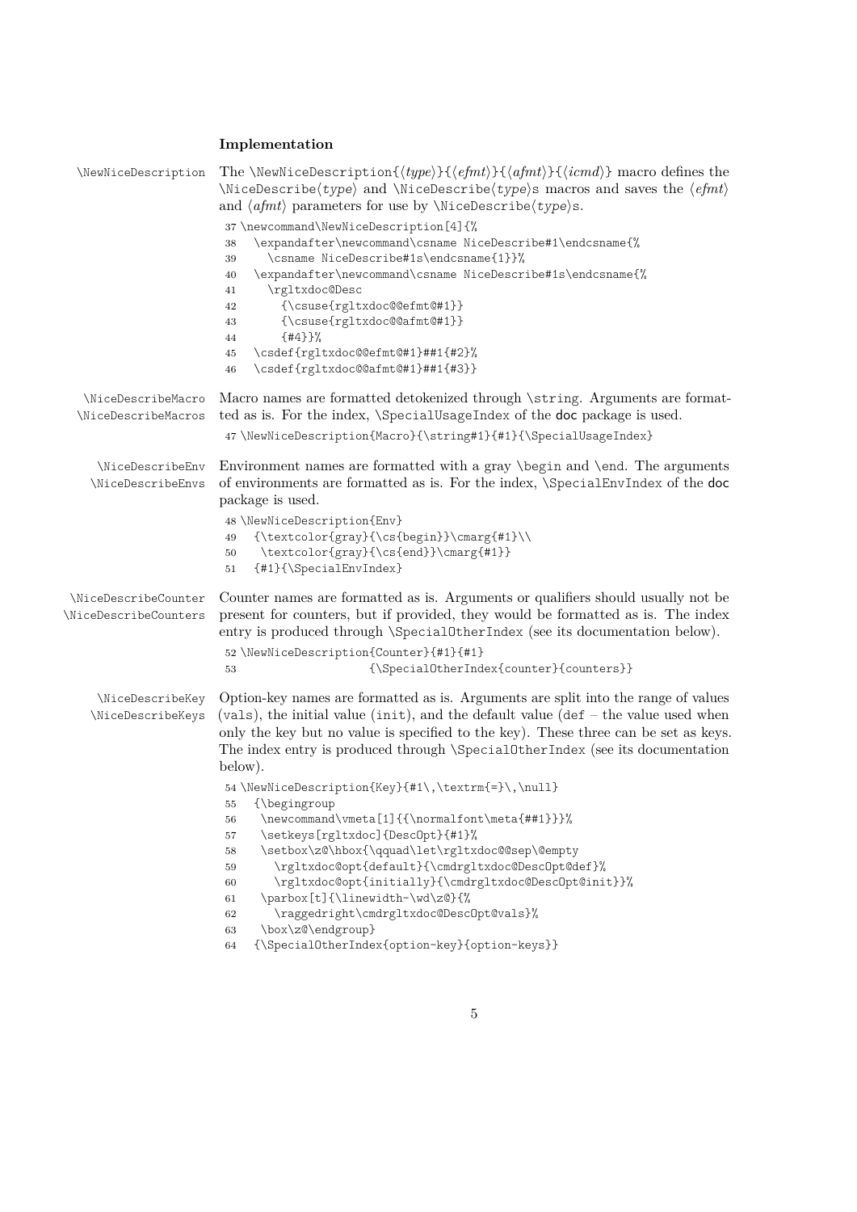**Implementation**

\NewNiceDescription

The \NewNiceDescription{⟨*type*⟩}{⟨*efmt*⟩}{⟨*afmt*⟩}{⟨*icmd*⟩} macro defines the \NiceDescribe⟨*type*⟩ and \NiceDescribe⟨*type*⟩s macros and saves the ⟨*efmt*⟩ and ⟨*afmt*⟩ parameters for use by \NiceDescribe⟨*type*⟩s.

```
37 \newcommand\NewNiceDescription[4]{%
38   \expandafter\newcommand\csname NiceDescribe#1\endcsname{%
39     \csname NiceDescribe#1s\endcsname{1}}%
40   \expandafter\newcommand\csname NiceDescribe#1s\endcsname{%
41     \rgltxdoc@Desc
42       {\csuse{rgltxdoc@@efmt@#1}}
43       {\csuse{rgltxdoc@@afmt@#1}}
44       {#4}}%
45   \csdef{rgltxdoc@@efmt@#1}##1{#2}%
46   \csdef{rgltxdoc@@afmt@#1}##1{#3}}
```

\NiceDescribeMacro
\NiceDescribeMacros

Macro names are formatted detokenized through \string. Arguments are formatted as is. For the index, \SpecialUsageIndex of the doc package is used.

```
47 \NewNiceDescription{Macro}{\string#1}{#1}{\SpecialUsageIndex}
```

\NiceDescribeEnv
\NiceDescribeEnvs

Environment names are formatted with a gray \begin and \end. The arguments of environments are formatted as is. For the index, \SpecialEnvIndex of the doc package is used.

```
48 \NewNiceDescription{Env}
49   {\textcolor{gray}{\cs{begin}}\cmarg{#1}\\
50    \textcolor{gray}{\cs{end}}\cmarg{#1}}
51   {#1}{\SpecialEnvIndex}
```

\NiceDescribeCounter
\NiceDescribeCounters

Counter names are formatted as is. Arguments or qualifiers should usually not be present for counters, but if provided, they would be formatted as is. The index entry is produced through \SpecialOtherIndex (see its documentation below).

```
52 \NewNiceDescription{Counter}{#1}{#1}
53                    {\SpecialOtherIndex{counter}{counters}}
```

\NiceDescribeKey
\NiceDescribeKeys

Option-key names are formatted as is. Arguments are split into the range of values (vals), the initial value (init), and the default value (def – the value used when only the key but no value is specified to the key). These three can be set as keys. The index entry is produced through \SpecialOtherIndex (see its documentation below).

```
54 \NewNiceDescription{Key}{#1\,\textrm{=}\,\null}
55   {\begingroup
56    \newcommand\vmeta[1]{{\normalfont\meta{##1}}}%
57    \setkeys[rgltxdoc]{DescOpt}{#1}%
58    \setbox\z@\hbox{\qquad\let\rgltxdoc@@sep\@empty
59      \rgltxdoc@opt{default}{\cmdrgltxdoc@DescOpt@def}%
60      \rgltxdoc@opt{initially}{\cmdrgltxdoc@DescOpt@init}}%
61    \parbox[t]{\linewidth-\wd\z@}{%
62      \raggedright\cmdrgltxdoc@DescOpt@vals}%
63    \box\z@\endgroup}
64   {\SpecialOtherIndex{option-key}{option-keys}}
```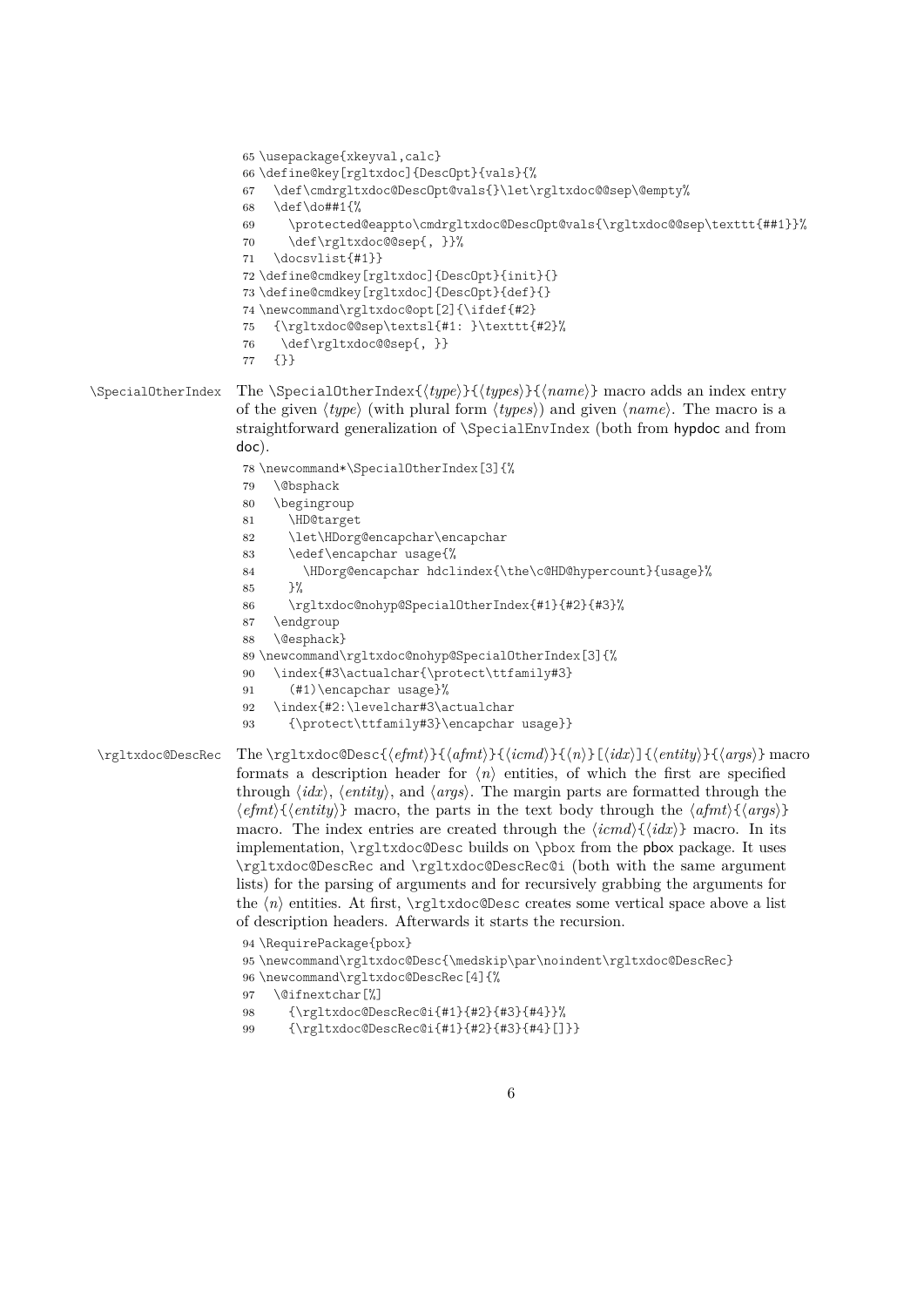```
65 \usepackage{xkeyval,calc}
66 \define@key[rgltxdoc]{DescOpt}{vals}{%
67   \def\cmdrgltxdoc@DescOpt@vals{}\let\rgltxdoc@@sep\@empty%
68   \def\do##1{%
69     \protected@eappto\cmdrgltxdoc@DescOpt@vals{\rgltxdoc@@sep\texttt{##1}}%
70     \def\rgltxdoc@@sep{, }}%
71   \docsvlist{#1}}
72 \define@cmdkey[rgltxdoc]{DescOpt}{init}{}
73 \define@cmdkey[rgltxdoc]{DescOpt}{def}{}
74 \newcommand\rgltxdoc@opt[2]{\ifdef{#2}
75   {\rgltxdoc@@sep\textsl{#1: }\texttt{#2}%
76    \def\rgltxdoc@@sep{, }}
77   {}}
```

`\SpecialOtherIndex` The `\SpecialOtherIndex{`⟨*type*⟩`}{`⟨*types*⟩`}{`⟨*name*⟩`}` macro adds an index entry of the given ⟨*type*⟩ (with plural form ⟨*types*⟩) and given ⟨*name*⟩. The macro is a straightforward generalization of `\SpecialEnvIndex` (both from hypdoc and from doc).

```
78 \newcommand*\SpecialOtherIndex[3]{%
79   \@bsphack
80   \begingroup
81     \HD@target
82     \let\HDorg@encapchar\encapchar
83     \edef\encapchar usage{%
84       \HDorg@encapchar hdclindex{\the\c@HD@hypercount}{usage}%
85     }%
86     \rgltxdoc@nohyp@SpecialOtherIndex{#1}{#2}{#3}%
87   \endgroup
88   \@esphack}
89 \newcommand\rgltxdoc@nohyp@SpecialOtherIndex[3]{%
90   \index{#3\actualchar{\protect\ttfamily#3}
91     (#1)\encapchar usage}%
92   \index{#2:\levelchar#3\actualchar
93     {\protect\ttfamily#3}\encapchar usage}}
```

`\rgltxdoc@DescRec` The `\rgltxdoc@Desc{`⟨*efmt*⟩`}{`⟨*afmt*⟩`}{`⟨*icmd*⟩`}{`⟨*n*⟩`}[`⟨*idx*⟩`]{`⟨*entity*⟩`}{`⟨*args*⟩`}` macro formats a description header for ⟨*n*⟩ entities, of which the first are specified through ⟨*idx*⟩, ⟨*entity*⟩, and ⟨*args*⟩. The margin parts are formatted through the ⟨*efmt*⟩`{`⟨*entity*⟩`}` macro, the parts in the text body through the ⟨*afmt*⟩`{`⟨*args*⟩`}` macro. The index entries are created through the ⟨*icmd*⟩`{`⟨*idx*⟩`}` macro. In its implementation, `\rgltxdoc@Desc` builds on `\pbox` from the pbox package. It uses `\rgltxdoc@DescRec` and `\rgltxdoc@DescRec@i` (both with the same argument lists) for the parsing of arguments and for recursively grabbing the arguments for the ⟨*n*⟩ entities. At first, `\rgltxdoc@Desc` creates some vertical space above a list of description headers. Afterwards it starts the recursion.

```
94 \RequirePackage{pbox}
95 \newcommand\rgltxdoc@Desc{\medskip\par\noindent\rgltxdoc@DescRec}
96 \newcommand\rgltxdoc@DescRec[4]{%
97   \@ifnextchar[%]
98     {\rgltxdoc@DescRec@i{#1}{#2}{#3}{#4}}%
99     {\rgltxdoc@DescRec@i{#1}{#2}{#3}{#4}[]}}
```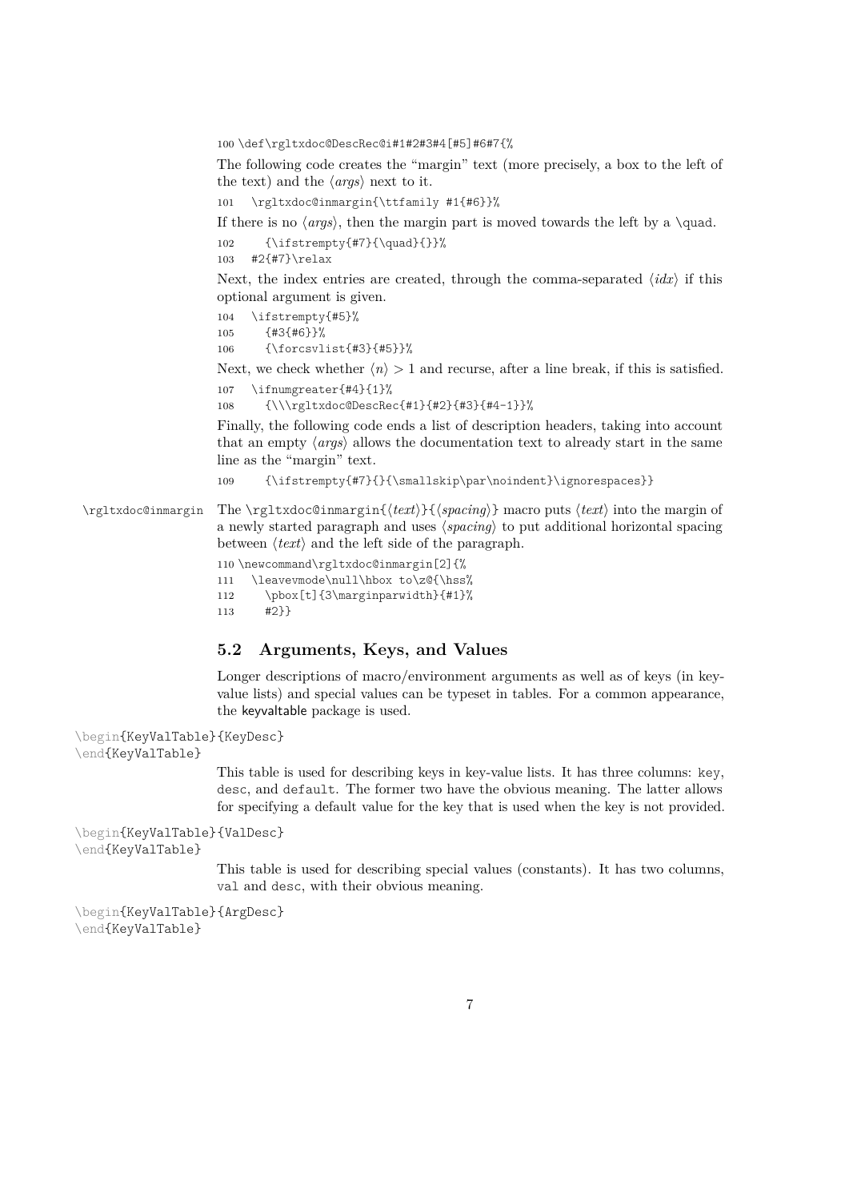```
100 \def\rgltxdoc@DescRec@i#1#2#3#4[#5]#6#7{%
```

The following code creates the “margin” text (more precisely, a box to the left of the text) and the ⟨*args*⟩ next to it.

```
101   \rgltxdoc@inmargin{\ttfamily #1{#6}}%
```

If there is no ⟨*args*⟩, then the margin part is moved towards the left by a `\quad`.

```
102     {\ifstrempty{#7}{\quad}{}}%
103   #2{#7}\relax
```

Next, the index entries are created, through the comma-separated ⟨*idx*⟩ if this optional argument is given.

```
104   \ifstrempty{#5}%
105     {#3{#6}}%
106     {\forcsvlist{#3}{#5}}%
```

Next, we check whether ⟨*n*⟩ > 1 and recurse, after a line break, if this is satisfied.

```
107   \ifnumgreater{#4}{1}%
108     {\\\rgltxdoc@DescRec{#1}{#2}{#3}{#4-1}}%
```

Finally, the following code ends a list of description headers, taking into account that an empty ⟨*args*⟩ allows the documentation text to already start in the same line as the “margin” text.

```
109     {\ifstrempty{#7}{}{\smallskip\par\noindent}\ignorespaces}}
```

`\rgltxdoc@inmargin` The `\rgltxdoc@inmargin{`⟨*text*⟩`}{`⟨*spacing*⟩`}` macro puts ⟨*text*⟩ into the margin of a newly started paragraph and uses ⟨*spacing*⟩ to put additional horizontal spacing between ⟨*text*⟩ and the left side of the paragraph.

```
110 \newcommand\rgltxdoc@inmargin[2]{%
111   \leavevmode\null\hbox to\z@{\hss%
112     \pbox[t]{3\marginparwidth}{#1}%
113     #2}}
```

## 5.2 Arguments, Keys, and Values

Longer descriptions of macro/environment arguments as well as of keys (in key-value lists) and special values can be typeset in tables. For a common appearance, the keyvaltable package is used.

```
\begin{KeyValTable}{KeyDesc}
\end{KeyValTable}
```

This table is used for describing keys in key-value lists. It has three columns: `key`, `desc`, and `default`. The former two have the obvious meaning. The latter allows for specifying a default value for the key that is used when the key is not provided.

```
\begin{KeyValTable}{ValDesc}
\end{KeyValTable}
```

This table is used for describing special values (constants). It has two columns, `val` and `desc`, with their obvious meaning.

```
\begin{KeyValTable}{ArgDesc}
\end{KeyValTable}
```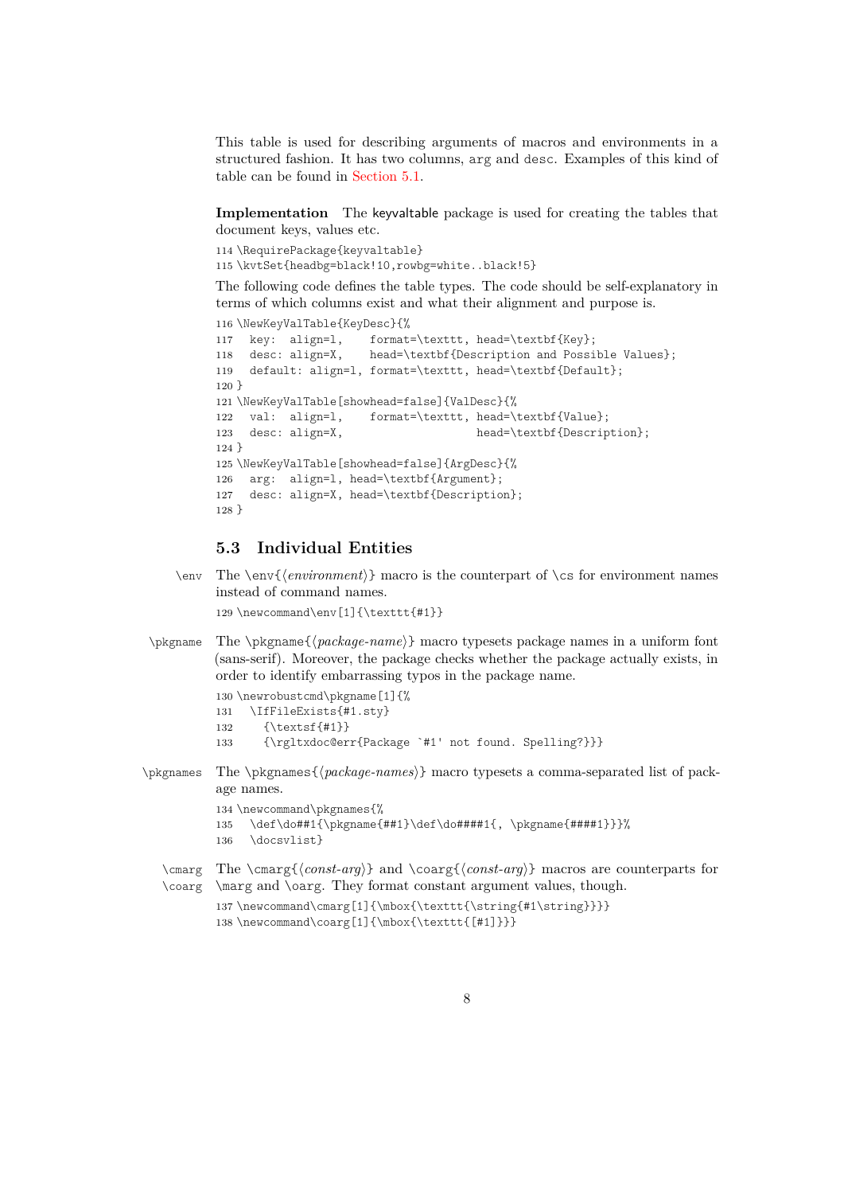This table is used for describing arguments of macros and environments in a structured fashion. It has two columns, `arg` and `desc`. Examples of this kind of table can be found in Section 5.1.

**Implementation** The keyvaltable package is used for creating the tables that document keys, values etc.

```
114 \RequirePackage{keyvaltable}
115 \kvtSet{headbg=black!10,rowbg=white..black!5}
```

The following code defines the table types. The code should be self-explanatory in terms of which columns exist and what their alignment and purpose is.

```
116 \NewKeyValTable{KeyDesc}{%
117   key:  align=l,    format=\texttt, head=\textbf{Key};
118   desc: align=X,    head=\textbf{Description and Possible Values};
119   default: align=l, format=\texttt, head=\textbf{Default};
120 }
121 \NewKeyValTable[showhead=false]{ValDesc}{%
122   val:  align=l,    format=\texttt, head=\textbf{Value};
123   desc: align=X,                    head=\textbf{Description};
124 }
125 \NewKeyValTable[showhead=false]{ArgDesc}{%
126   arg:  align=l, head=\textbf{Argument};
127   desc: align=X, head=\textbf{Description};
128 }
```

## 5.3 Individual Entities

`\env` The `\env{⟨environment⟩}` macro is the counterpart of `\cs` for environment names instead of command names.

```
129 \newcommand\env[1]{\texttt{#1}}
```

`\pkgname` The `\pkgname{⟨package-name⟩}` macro typesets package names in a uniform font (sans-serif). Moreover, the package checks whether the package actually exists, in order to identify embarrassing typos in the package name.

```
130 \newrobustcmd\pkgname[1]{%
131   \IfFileExists{#1.sty}
132     {\textsf{#1}}
133     {\rgltxdoc@err{Package `#1' not found. Spelling?}}}
```

`\pkgnames` The `\pkgnames{⟨package-names⟩}` macro typesets a comma-separated list of package names.

```
134 \newcommand\pkgnames{%
135   \def\do##1{\pkgname{##1}\def\do####1{, \pkgname{####1}}}%
136   \docsvlist}
```

`\cmarg` `\coarg` The `\cmarg{⟨const-arg⟩}` and `\coarg{⟨const-arg⟩}` macros are counterparts for `\marg` and `\oarg`. They format constant argument values, though.

```
137 \newcommand\cmarg[1]{\mbox{\texttt{\string{#1\string}}}}
138 \newcommand\coarg[1]{\mbox{\texttt{[#1]}}}
```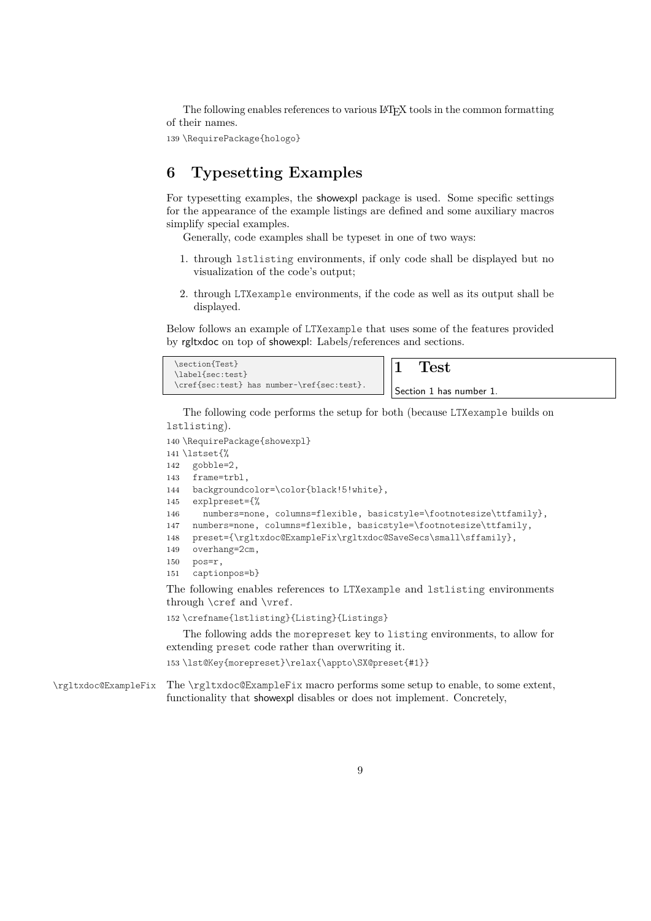The following enables references to various LaTeX tools in the common formatting of their names.

```
139 \RequirePackage{hologo}
```

## 6 Typesetting Examples

For typesetting examples, the showexpl package is used. Some specific settings for the appearance of the example listings are defined and some auxiliary macros simplify special examples.

Generally, code examples shall be typeset in one of two ways:

1. through `lstlisting` environments, if only code shall be displayed but no visualization of the code's output;
2. through `LTXexample` environments, if the code as well as its output shall be displayed.

Below follows an example of `LTXexample` that uses some of the features provided by rgltxdoc on top of showexpl: Labels/references and sections.

```
\section{Test}
\label{sec:test}
\cref{sec:test} has number~\ref{sec:test}.
```

**1 Test**

Section 1 has number 1.

The following code performs the setup for both (because `LTXexample` builds on `lstlisting`).

```
140 \RequirePackage{showexpl}
141 \lstset{%
142   gobble=2,
143   frame=trbl,
144   backgroundcolor=\color{black!5!white},
145   explpreset={%
146     numbers=none, columns=flexible, basicstyle=\footnotesize\ttfamily},
147   numbers=none, columns=flexible, basicstyle=\footnotesize\ttfamily,
148   preset={\rgltxdoc@ExampleFix\rgltxdoc@SaveSecs\small\sffamily},
149   overhang=2cm,
150   pos=r,
151   captionpos=b}
```

The following enables references to `LTXexample` and `lstlisting` environments through `\cref` and `\vref`.

```
152 \crefname{lstlisting}{Listing}{Listings}
```

The following adds the `morepreset` key to `listing` environments, to allow for extending `preset` code rather than overwriting it.

```
153 \lst@Key{morepreset}\relax{\appto\SX@preset{#1}}
```

`\rgltxdoc@ExampleFix` The `\rgltxdoc@ExampleFix` macro performs some setup to enable, to some extent, functionality that showexpl disables or does not implement. Concretely,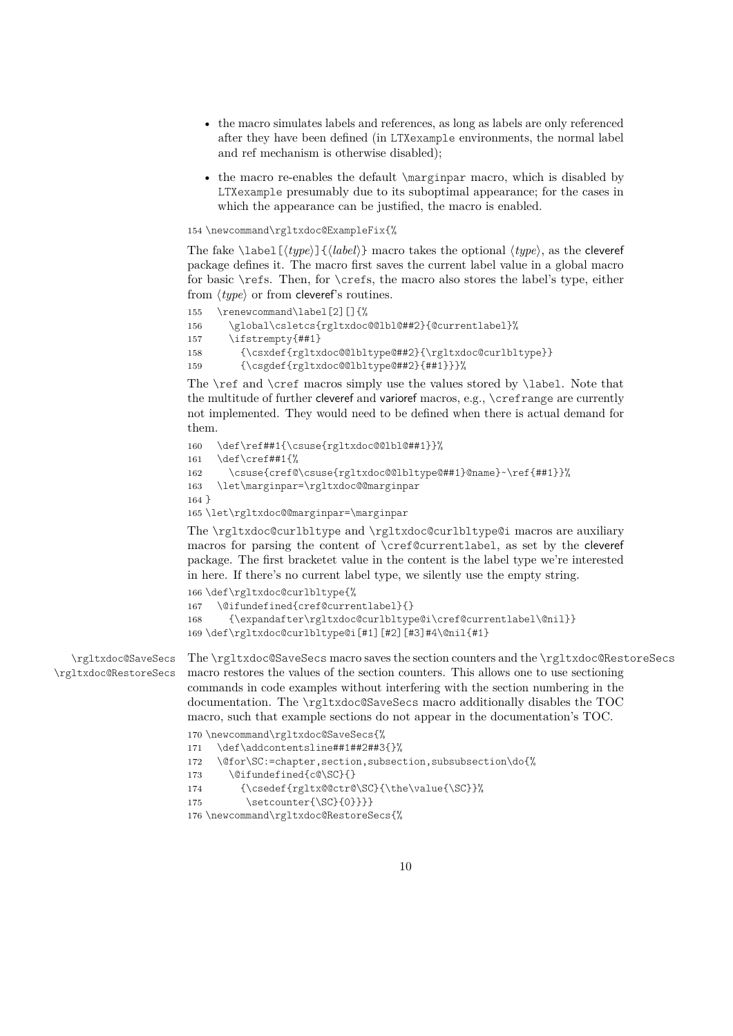- the macro simulates labels and references, as long as labels are only referenced after they have been defined (in `LTXexample` environments, the normal label and ref mechanism is otherwise disabled);
- the macro re-enables the default `\marginpar` macro, which is disabled by `LTXexample` presumably due to its suboptimal appearance; for the cases in which the appearance can be justified, the macro is enabled.

```
154 \newcommand\rgltxdoc@ExampleFix{%
```

The fake `\label[⟨type⟩]{⟨label⟩}` macro takes the optional ⟨*type*⟩, as the cleveref package defines it. The macro first saves the current label value in a global macro for basic `\ref`s. Then, for `\cref`s, the macro also stores the label's type, either from ⟨*type*⟩ or from cleveref's routines.

```
155   \renewcommand\label[2][]{%
156     \global\csletcs{rgltxdoc@@lbl@##2}{@currentlabel}%
157     \ifstrempty{##1}
158       {\csxdef{rgltxdoc@@lbltype@##2}{\rgltxdoc@curlbltype}}
159       {\csgdef{rgltxdoc@@lbltype@##2}{##1}}}%
```

The `\ref` and `\cref` macros simply use the values stored by `\label`. Note that the multitude of further cleveref and varioref macros, e.g., `\crefrange` are currently not implemented. They would need to be defined when there is actual demand for them.

```
160   \def\ref##1{\csuse{rgltxdoc@@lbl@##1}}%
161   \def\cref##1{%
162     \csuse{cref@\csuse{rgltxdoc@@lbltype@##1}@name}~\ref{##1}}%
163   \let\marginpar=\rgltxdoc@@marginpar
164 }
165 \let\rgltxdoc@@marginpar=\marginpar
```

The `\rgltxdoc@curlbltype` and `\rgltxdoc@curlbltype@i` macros are auxiliary macros for parsing the content of `\cref@currentlabel`, as set by the cleveref package. The first bracketet value in the content is the label type we're interested in here. If there's no current label type, we silently use the empty string.

```
166 \def\rgltxdoc@curlbltype{%
167   \@ifundefined{cref@currentlabel}{}
168     {\expandafter\rgltxdoc@curlbltype@i\cref@currentlabel\@nil}}
169 \def\rgltxdoc@curlbltype@i[#1][#2][#3]#4\@nil{#1}
```

`\rgltxdoc@SaveSecs` `\rgltxdoc@RestoreSecs`

The `\rgltxdoc@SaveSecs` macro saves the section counters and the `\rgltxdoc@RestoreSecs` macro restores the values of the section counters. This allows one to use sectioning commands in code examples without interfering with the section numbering in the documentation. The `\rgltxdoc@SaveSecs` macro additionally disables the TOC macro, such that example sections do not appear in the documentation's TOC.

```
170 \newcommand\rgltxdoc@SaveSecs{%
171   \def\addcontentsline##1##2##3{}%
172   \@for\SC:=chapter,section,subsection,subsubsection\do{%
173     \@ifundefined{c@\SC}{}
174       {\csedef{rgltx@@ctr@\SC}{\the\value{\SC}}%
175        \setcounter{\SC}{0}}}}
176 \newcommand\rgltxdoc@RestoreSecs{%
```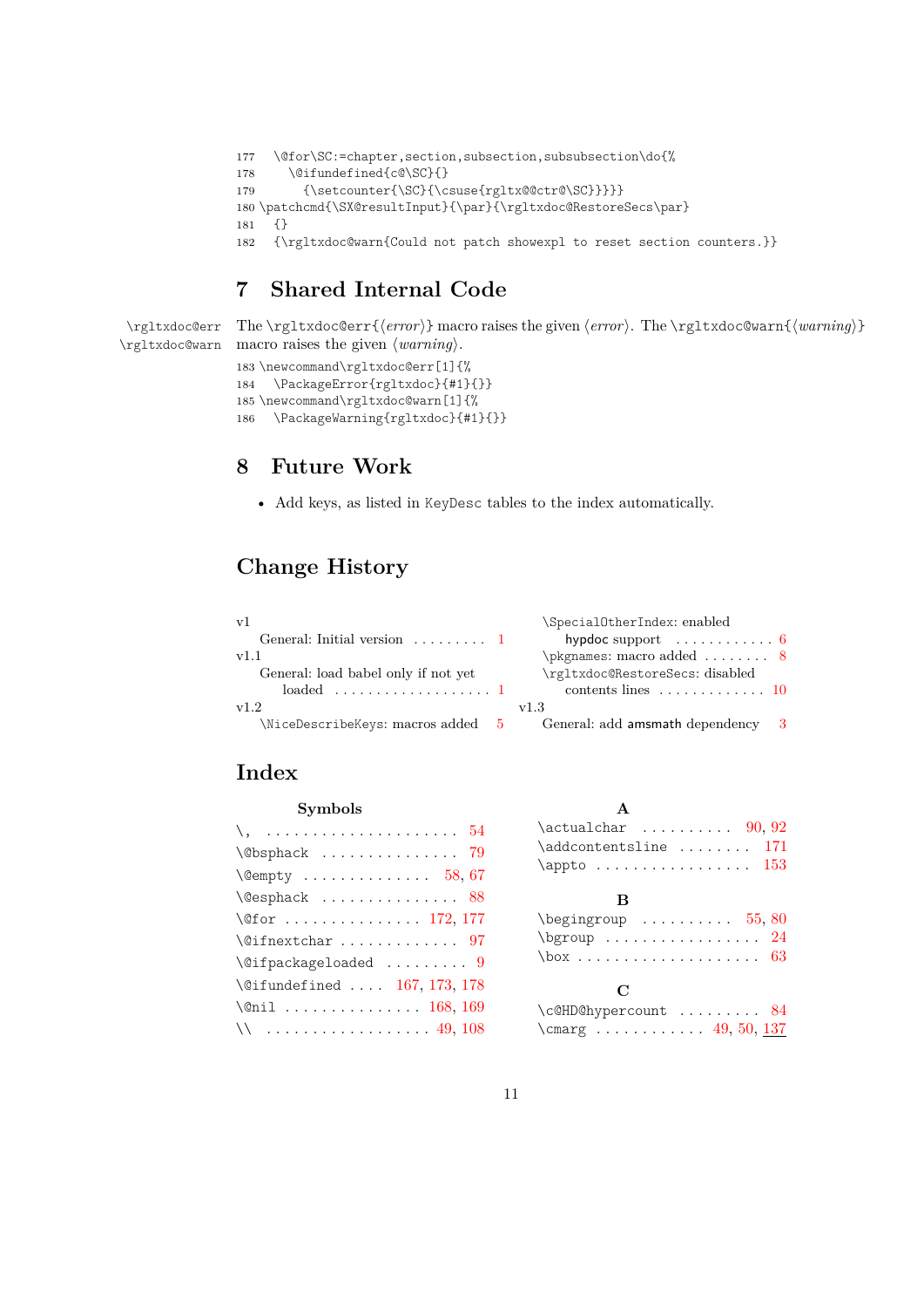```
177   \@for\SC:=chapter,section,subsection,subsubsection\do{%
178     \@ifundefined{c@\SC}{}
179       {\setcounter{\SC}{\csuse{rgltx@@ctr@\SC}}}}}
180 \patchcmd{\SX@resultInput}{\par}{\rgltxdoc@RestoreSecs\par}
181   {}
182   {\rgltxdoc@warn{Could not patch showexpl to reset section counters.}}
```

## 7 Shared Internal Code

\rgltxdoc@err
\rgltxdoc@warn

The \rgltxdoc@err{⟨*error*⟩} macro raises the given ⟨*error*⟩. The \rgltxdoc@warn{⟨*warning*⟩} macro raises the given ⟨*warning*⟩.

```
183 \newcommand\rgltxdoc@err[1]{%
184   \PackageError{rgltxdoc}{#1}{}}
185 \newcommand\rgltxdoc@warn[1]{%
186   \PackageWarning{rgltxdoc}{#1}{}}
```

## 8 Future Work

- Add keys, as listed in KeyDesc tables to the index automatically.

## Change History

v1
  General: Initial version . . . . . . . . . 1

v1.1
  General: load babel only if not yet loaded . . . . . . . . . . . . . . . . . . . 1

v1.2
  \NiceDescribeKeys: macros added 5
  \SpecialOtherIndex: enabled hypdoc support . . . . . . . . . . . . 6
  \pkgnames: macro added . . . . . . . . 8
  \rgltxdoc@RestoreSecs: disabled contents lines . . . . . . . . . . . . . 10

v1.3
  General: add amsmath dependency 3

## Index

**Symbols**

\, . . . . . . . . . . . . . . . . . . . . . 54
\@bsphack . . . . . . . . . . . . . . . 79
\@empty . . . . . . . . . . . . . . 58, 67
\@esphack . . . . . . . . . . . . . . . 88
\@for . . . . . . . . . . . . . . . 172, 177
\@ifnextchar . . . . . . . . . . . . . 97
\@ifpackageloaded . . . . . . . . . 9
\@ifundefined . . . . 167, 173, 178
\@nil . . . . . . . . . . . . . . . 168, 169
\\ . . . . . . . . . . . . . . . . . . 49, 108

**A**

\actualchar . . . . . . . . . . 90, 92
\addcontentsline . . . . . . . . 171
\appto . . . . . . . . . . . . . . . . . 153

**B**

\begingroup . . . . . . . . . . 55, 80
\bgroup . . . . . . . . . . . . . . . . . 24
\box . . . . . . . . . . . . . . . . . . . . 63

**C**

\c@HD@hypercount . . . . . . . . . 84
\cmarg . . . . . . . . . . . . 49, 50, 137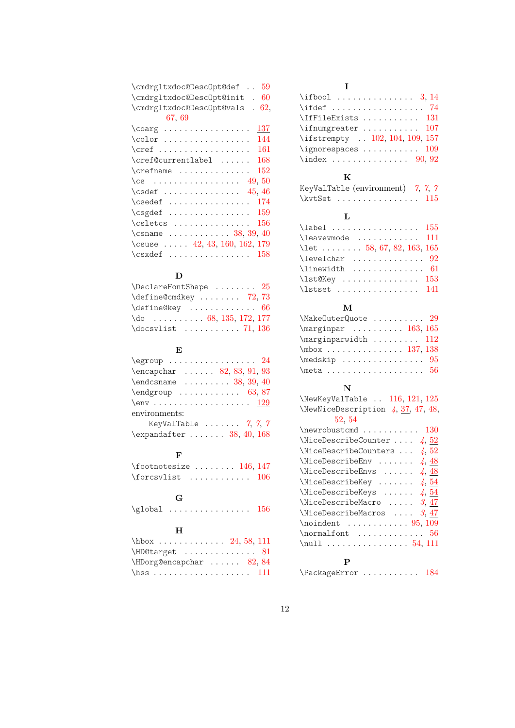\cmdrgltxdoc@DescOpt@def .. 59
\cmdrgltxdoc@DescOpt@init . 60
\cmdrgltxdoc@DescOpt@vals . 62, 67, 69
\coarg . . . . . . . . . . . . . . . . . 137
\color . . . . . . . . . . . . . . . . . 144
\cref . . . . . . . . . . . . . . . . . . 161
\cref@currentlabel . . . . . . 168
\crefname . . . . . . . . . . . . . . 152
\cs . . . . . . . . . . . . . . . . . 49, 50
\csdef . . . . . . . . . . . . . . . 45, 46
\csedef . . . . . . . . . . . . . . . . 174
\csgdef . . . . . . . . . . . . . . . . 159
\csletcs . . . . . . . . . . . . . . . 156
\csname . . . . . . . . . . . . 38, 39, 40
\csuse . . . . . 42, 43, 160, 162, 179
\csxdef . . . . . . . . . . . . . . . . 158

## D

\DeclareFontShape . . . . . . . . 25
\define@cmdkey . . . . . . . . 72, 73
\define@key . . . . . . . . . . . . . 66
\do . . . . . . . . . . 68, 135, 172, 177
\docsvlist . . . . . . . . . . . 71, 136

## E

\egroup . . . . . . . . . . . . . . . . . 24
\encapchar . . . . . . 82, 83, 91, 93
\endcsname . . . . . . . . . 38, 39, 40
\endgroup . . . . . . . . . . . . 63, 87
\env . . . . . . . . . . . . . . . . . . . 129
environments:
KeyValTable . . . . . . . 7, 7, 7
\expandafter . . . . . . . 38, 40, 168

## F

\footnotesize . . . . . . . . 146, 147
\forcsvlist . . . . . . . . . . . . 106

## G

\global . . . . . . . . . . . . . . . . 156

## H

\hbox . . . . . . . . . . . . . 24, 58, 111
\HD@target . . . . . . . . . . . . . . 81
\HDorg@encapchar . . . . . . 82, 84
\hss . . . . . . . . . . . . . . . . . . . 111

## I

\ifbool . . . . . . . . . . . . . . . 3, 14
\ifdef . . . . . . . . . . . . . . . . . . 74
\IfFileExists . . . . . . . . . . . 131
\ifnumgreater . . . . . . . . . . . 107
\ifstrempty . . 102, 104, 109, 157
\ignorespaces . . . . . . . . . . 109
\index . . . . . . . . . . . . . . . 90, 92

## K

KeyValTable (environment) 7, 7, 7
\kvtSet . . . . . . . . . . . . . . . . 115

## L

\label . . . . . . . . . . . . . . . . . 155
\leavevmode . . . . . . . . . . . . 111
\let . . . . . . . . 58, 67, 82, 163, 165
\levelchar . . . . . . . . . . . . . . 92
\linewidth . . . . . . . . . . . . . . 61
\lst@Key . . . . . . . . . . . . . . . 153
\lstset . . . . . . . . . . . . . . . . 141

## M

\MakeOuterQuote . . . . . . . . . . 29
\marginpar . . . . . . . . . . 163, 165
\marginparwidth . . . . . . . . . 112
\mbox . . . . . . . . . . . . . . . 137, 138
\medskip . . . . . . . . . . . . . . . . 95
\meta . . . . . . . . . . . . . . . . . . . 56

## N

\NewKeyValTable . . 116, 121, 125
\NewNiceDescription 4, 37, 47, 48, 52, 54
\newrobustcmd . . . . . . . . . . . 130
\NiceDescribeCounter . . . . 4, 52
\NiceDescribeCounters . . . 4, 52
\NiceDescribeEnv . . . . . . . 4, 48
\NiceDescribeEnvs . . . . . . 4, 48
\NiceDescribeKey . . . . . . . 4, 54
\NiceDescribeKeys . . . . . . 4, 54
\NiceDescribeMacro . . . . . 3, 47
\NiceDescribeMacros . . . . 3, 47
\noindent . . . . . . . . . . . . 95, 109
\normalfont . . . . . . . . . . . . . 56
\null . . . . . . . . . . . . . . . . 54, 111

## P

\PackageError . . . . . . . . . . . 184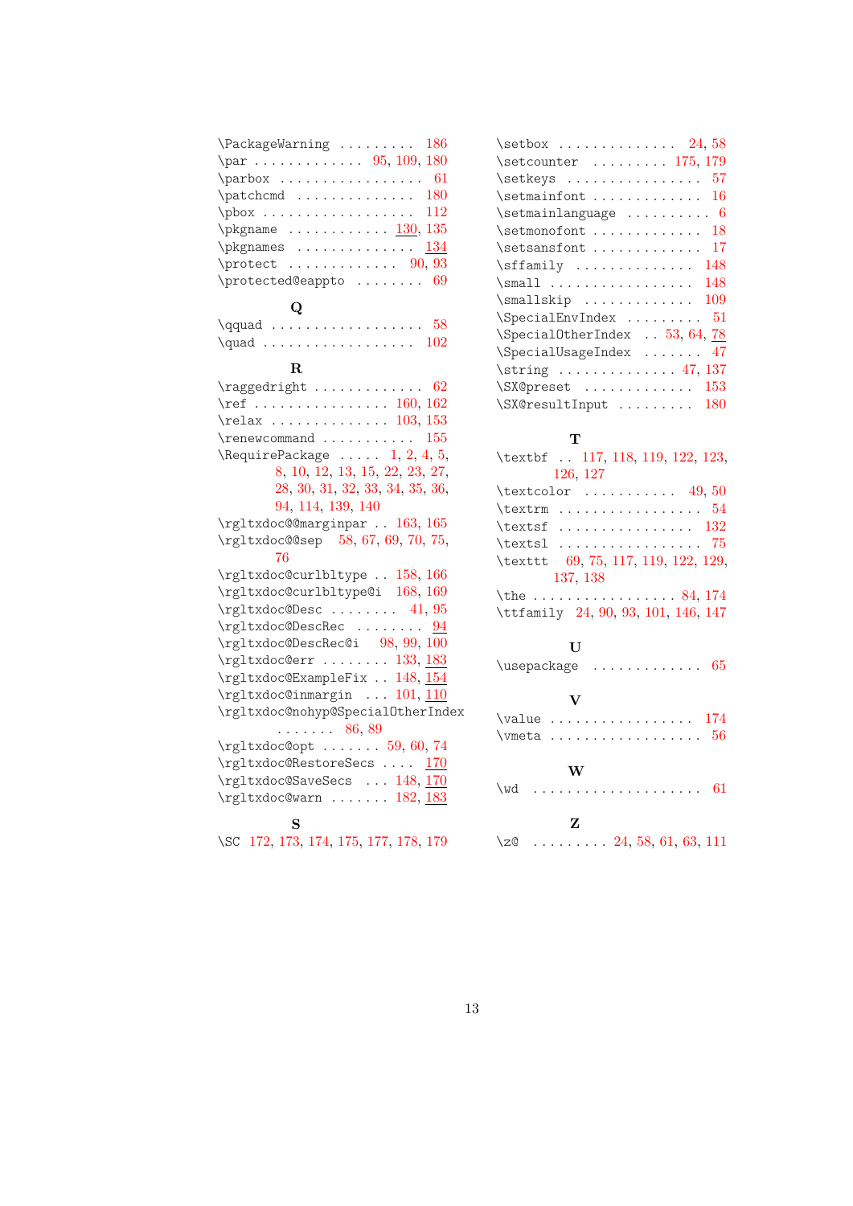\PackageWarning . . . . . . . . . 186
\par . . . . . . . . . . . . . 95, 109, 180
\parbox . . . . . . . . . . . . . . . . 61
\patchcmd . . . . . . . . . . . . . 180
\pbox . . . . . . . . . . . . . . . . . 112
\pkgname . . . . . . . . . . . . 130, 135
\pkgnames . . . . . . . . . . . . . 134
\protect . . . . . . . . . . . . . 90, 93
\protected@eappto . . . . . . . . 69

**Q**

\qquad . . . . . . . . . . . . . . . . . 58
\quad . . . . . . . . . . . . . . . . . 102

**R**

\raggedright . . . . . . . . . . . . . 62
\ref . . . . . . . . . . . . . . . 160, 162
\relax . . . . . . . . . . . . . . 103, 153
\renewcommand . . . . . . . . . . . 155
\RequirePackage . . . . . 1, 2, 4, 5, 8, 10, 12, 13, 15, 22, 23, 27, 28, 30, 31, 32, 33, 34, 35, 36, 94, 114, 139, 140
\rgltxdoc@@marginpar . . 163, 165
\rgltxdoc@@sep 58, 67, 69, 70, 75, 76
\rgltxdoc@curlbltype . . 158, 166
\rgltxdoc@curlbltype@i 168, 169
\rgltxdoc@Desc . . . . . . . . 41, 95
\rgltxdoc@DescRec . . . . . . . . 94
\rgltxdoc@DescRec@i 98, 99, 100
\rgltxdoc@err . . . . . . . . 133, 183
\rgltxdoc@ExampleFix . . 148, 154
\rgltxdoc@inmargin . . . 101, 110
\rgltxdoc@nohyp@SpecialOtherIndex . . . . . . . 86, 89
\rgltxdoc@opt . . . . . . . 59, 60, 74
\rgltxdoc@RestoreSecs . . . . 170
\rgltxdoc@SaveSecs . . . 148, 170
\rgltxdoc@warn . . . . . . . 182, 183

**S**

\SC 172, 173, 174, 175, 177, 178, 179
\setbox . . . . . . . . . . . . . . 24, 58
\setcounter . . . . . . . . . 175, 179
\setkeys . . . . . . . . . . . . . . . . 57
\setmainfont . . . . . . . . . . . . . 16
\setmainlanguage . . . . . . . . . . 6
\setmonofont . . . . . . . . . . . . . 18
\setsansfont . . . . . . . . . . . . . 17
\sffamily . . . . . . . . . . . . . . 148
\small . . . . . . . . . . . . . . . . . 148
\smallskip . . . . . . . . . . . . . 109
\SpecialEnvIndex . . . . . . . . . 51
\SpecialOtherIndex . . 53, 64, 78
\SpecialUsageIndex . . . . . . . 47
\string . . . . . . . . . . . . . . 47, 137
\SX@preset . . . . . . . . . . . . . 153
\SX@resultInput . . . . . . . . . 180

**T**

\textbf . . 117, 118, 119, 122, 123, 126, 127
\textcolor . . . . . . . . . . . 49, 50
\textrm . . . . . . . . . . . . . . . . . 54
\textsf . . . . . . . . . . . . . . . . 132
\textsl . . . . . . . . . . . . . . . . . 75
\texttt 69, 75, 117, 119, 122, 129, 137, 138
\the . . . . . . . . . . . . . . . . . 84, 174
\ttfamily 24, 90, 93, 101, 146, 147

**U**

\usepackage . . . . . . . . . . . . . 65

**V**

\value . . . . . . . . . . . . . . . . . 174
\vmeta . . . . . . . . . . . . . . . . . . 56

**W**

\wd . . . . . . . . . . . . . . . . . . . . 61

**Z**

\z@ . . . . . . . . . 24, 58, 61, 63, 111